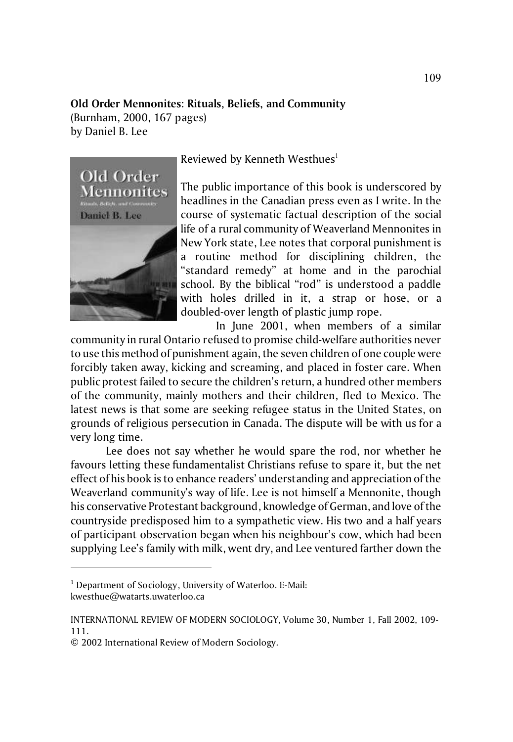**Old Order Mennonites: Rituals, Beliefs, and Community**
(Burnham, 2000, 167 pages)
by Daniel B. Lee

Reviewed by Kenneth Westhues[1]

The public importance of this book is underscored by headlines in the Canadian press even as I write. In the course of systematic factual description of the social life of a rural community of Weaverland Mennonites in New York state, Lee notes that corporal punishment is a routine method for disciplining children, the "standard remedy" at home and in the parochial school. By the biblical "rod" is understood a paddle with holes drilled in it, a strap or hose, or a doubled-over length of plastic jump rope.

In June 2001, when members of a similar community in rural Ontario refused to promise child-welfare authorities never to use this method of punishment again, the seven children of one couple were forcibly taken away, kicking and screaming, and placed in foster care. When public protest failed to secure the children's return, a hundred other members of the community, mainly mothers and their children, fled to Mexico. The latest news is that some are seeking refugee status in the United States, on grounds of religious persecution in Canada. The dispute will be with us for a very long time.

Lee does not say whether he would spare the rod, nor whether he favours letting these fundamentalist Christians refuse to spare it, but the net effect of his book is to enhance readers' understanding and appreciation of the Weaverland community's way of life. Lee is not himself a Mennonite, though his conservative Protestant background, knowledge of German, and love of the countryside predisposed him to a sympathetic view. His two and a half years of participant observation began when his neighbour's cow, which had been supplying Lee's family with milk, went dry, and Lee ventured farther down the

---

[1] Department of Sociology, University of Waterloo. E-Mail: kwesthue@watarts.uwaterloo.ca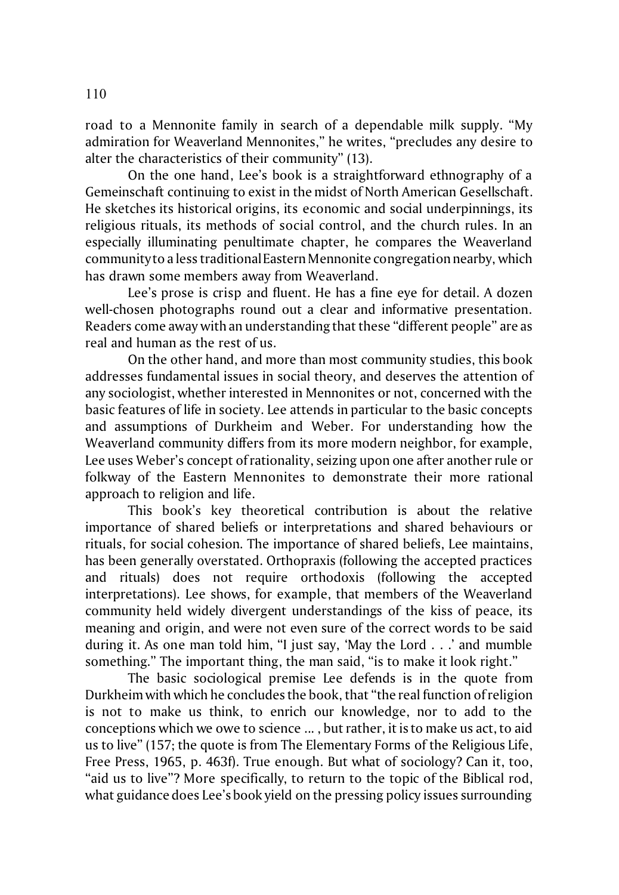road to a Mennonite family in search of a dependable milk supply. "My admiration for Weaverland Mennonites," he writes, "precludes any desire to alter the characteristics of their community" (13).

On the one hand, Lee's book is a straightforward ethnography of a Gemeinschaft continuing to exist in the midst of North American Gesellschaft. He sketches its historical origins, its economic and social underpinnings, its religious rituals, its methods of social control, and the church rules. In an especially illuminating penultimate chapter, he compares the Weaverland community to a less traditional Eastern Mennonite congregation nearby, which has drawn some members away from Weaverland.

Lee's prose is crisp and fluent. He has a fine eye for detail. A dozen well-chosen photographs round out a clear and informative presentation. Readers come away with an understanding that these "different people" are as real and human as the rest of us.

On the other hand, and more than most community studies, this book addresses fundamental issues in social theory, and deserves the attention of any sociologist, whether interested in Mennonites or not, concerned with the basic features of life in society. Lee attends in particular to the basic concepts and assumptions of Durkheim and Weber. For understanding how the Weaverland community differs from its more modern neighbor, for example, Lee uses Weber's concept of rationality, seizing upon one after another rule or folkway of the Eastern Mennonites to demonstrate their more rational approach to religion and life.

This book's key theoretical contribution is about the relative importance of shared beliefs or interpretations and shared behaviours or rituals, for social cohesion. The importance of shared beliefs, Lee maintains, has been generally overstated. Orthopraxis (following the accepted practices and rituals) does not require orthodoxis (following the accepted interpretations). Lee shows, for example, that members of the Weaverland community held widely divergent understandings of the kiss of peace, its meaning and origin, and were not even sure of the correct words to be said during it. As one man told him, "I just say, 'May the Lord . . .' and mumble something." The important thing, the man said, "is to make it look right."

The basic sociological premise Lee defends is in the quote from Durkheim with which he concludes the book, that "the real function of religion is not to make us think, to enrich our knowledge, nor to add to the conceptions which we owe to science ... , but rather, it is to make us act, to aid us to live" (157; the quote is from The Elementary Forms of the Religious Life, Free Press, 1965, p. 463f). True enough. But what of sociology? Can it, too, "aid us to live"? More specifically, to return to the topic of the Biblical rod, what guidance does Lee's book yield on the pressing policy issues surrounding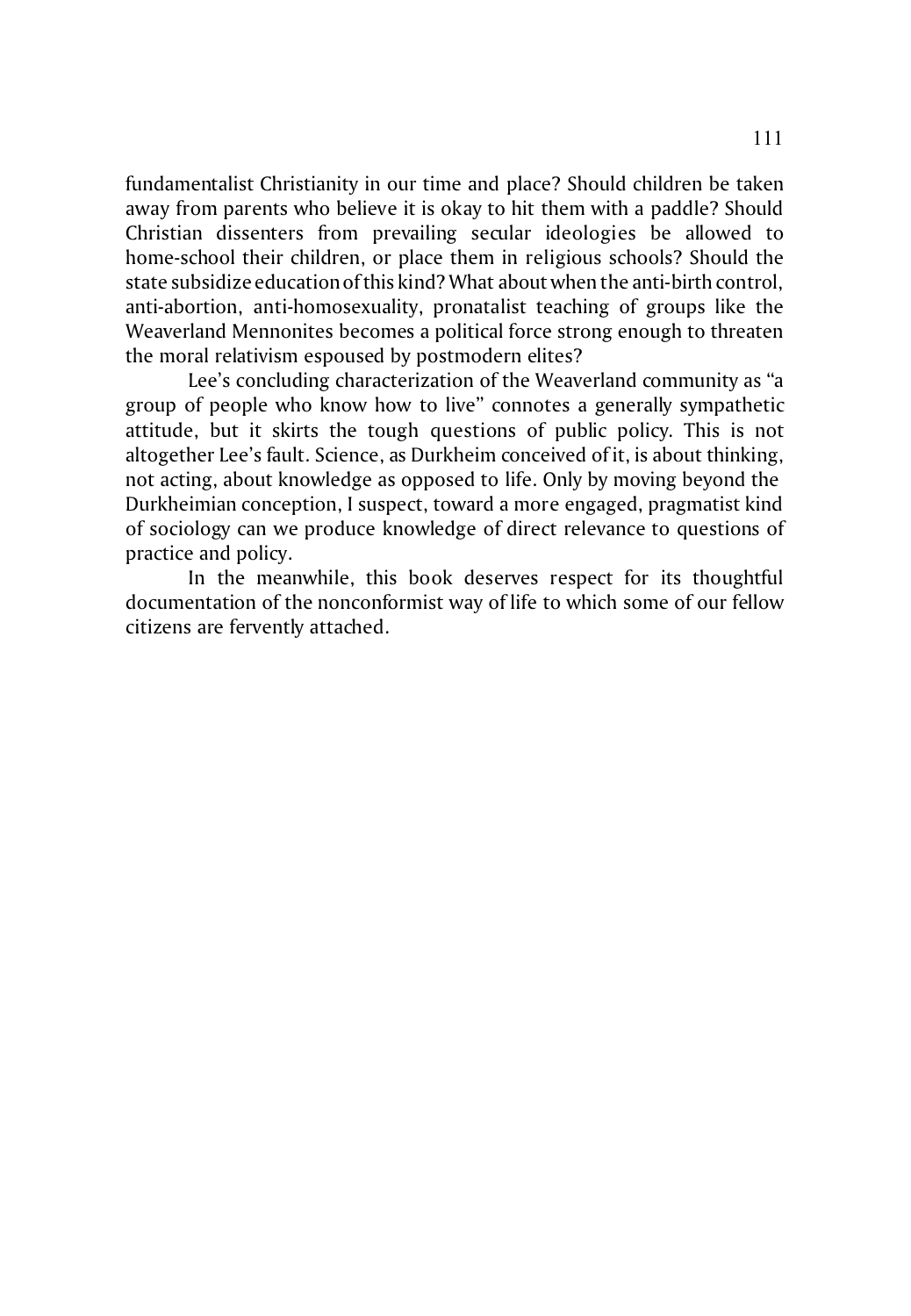fundamentalist Christianity in our time and place? Should children be taken away from parents who believe it is okay to hit them with a paddle? Should Christian dissenters from prevailing secular ideologies be allowed to home-school their children, or place them in religious schools? Should the state subsidize education of this kind? What about when the anti-birth control, anti-abortion, anti-homosexuality, pronatalist teaching of groups like the Weaverland Mennonites becomes a political force strong enough to threaten the moral relativism espoused by postmodern elites?

Lee's concluding characterization of the Weaverland community as "a group of people who know how to live" connotes a generally sympathetic attitude, but it skirts the tough questions of public policy. This is not altogether Lee's fault. Science, as Durkheim conceived of it, is about thinking, not acting, about knowledge as opposed to life. Only by moving beyond the Durkheimian conception, I suspect, toward a more engaged, pragmatist kind of sociology can we produce knowledge of direct relevance to questions of practice and policy.

In the meanwhile, this book deserves respect for its thoughtful documentation of the nonconformist way of life to which some of our fellow citizens are fervently attached.